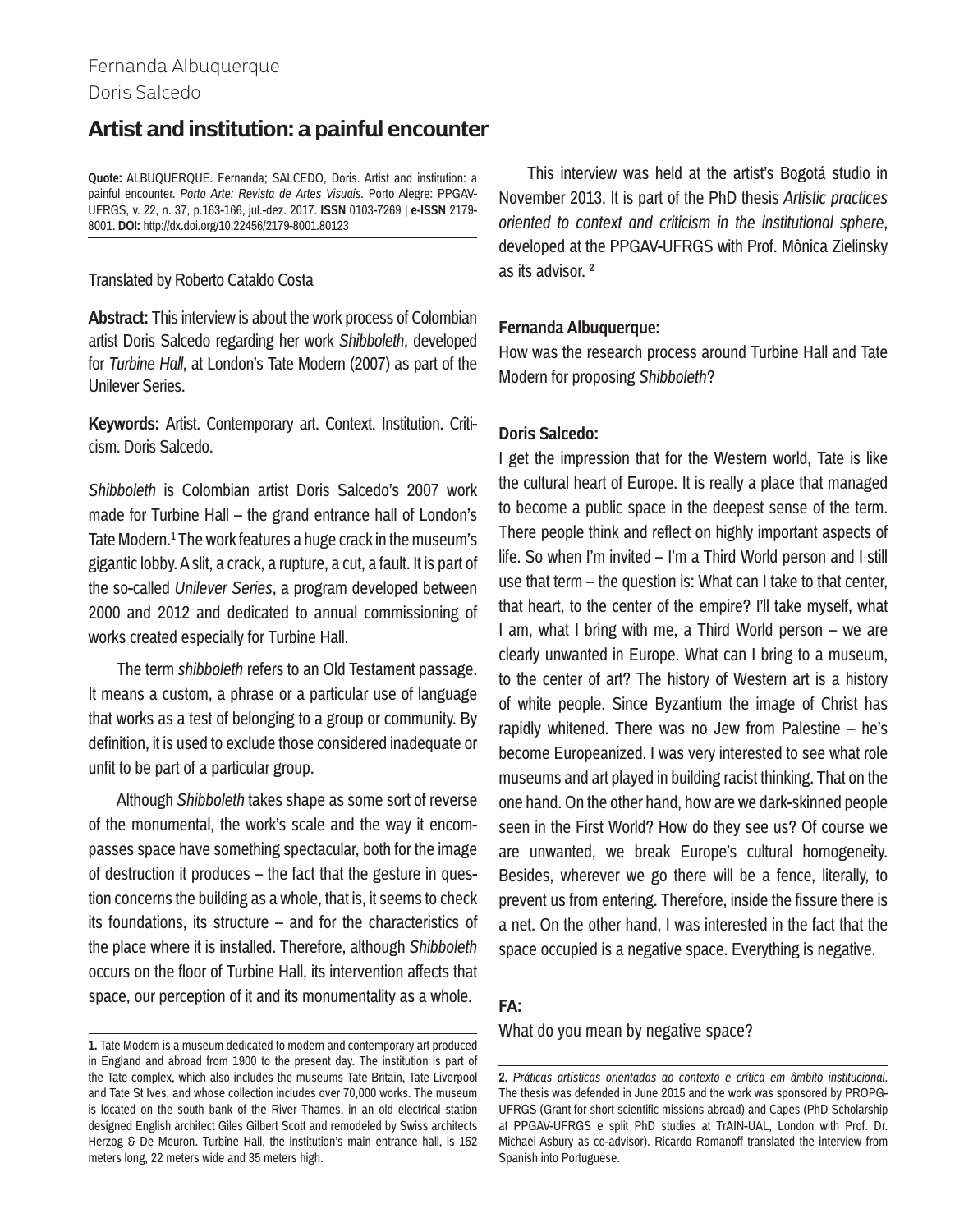Fernanda Albuquerque

Doris Salcedo

# Artist and institution: a painful encounter

**Quote:** ALBUQUERQUE. Fernanda; SALCEDO, Doris. Artist and institution: a painful encounter. *Porto Arte: Revista de Artes Visuais*. Porto Alegre: PPGAV-UFRGS, v. 22, n. 37, p.163-166, jul.-dez. 2017. **ISSN** 0103-7269 | **e-ISSN** 2179-8001. **DOI:** http://dx.doi.org/10.22456/2179-8001.80123

Translated by Roberto Cataldo Costa

**Abstract:** This interview is about the work process of Colombian artist Doris Salcedo regarding her work *Shibboleth*, developed for *Turbine Hall*, at London's Tate Modern (2007) as part of the Unilever Series.

**Keywords:** Artist. Contemporary art. Context. Institution. Criticism. Doris Salcedo.

*Shibboleth* is Colombian artist Doris Salcedo's 2007 work made for Turbine Hall – the grand entrance hall of London's Tate Modern.[1] The work features a huge crack in the museum's gigantic lobby. A slit, a crack, a rupture, a cut, a fault. It is part of the so-called *Unilever Series*, a program developed between 2000 and 2012 and dedicated to annual commissioning of works created especially for Turbine Hall.

The term *shibboleth* refers to an Old Testament passage. It means a custom, a phrase or a particular use of language that works as a test of belonging to a group or community. By definition, it is used to exclude those considered inadequate or unfit to be part of a particular group.

Although *Shibboleth* takes shape as some sort of reverse of the monumental, the work's scale and the way it encompasses space have something spectacular, both for the image of destruction it produces – the fact that the gesture in question concerns the building as a whole, that is, it seems to check its foundations, its structure – and for the characteristics of the place where it is installed. Therefore, although *Shibboleth* occurs on the floor of Turbine Hall, its intervention affects that space, our perception of it and its monumentality as a whole.

This interview was held at the artist's Bogotá studio in November 2013. It is part of the PhD thesis *Artistic practices oriented to context and criticism in the institutional sphere*, developed at the PPGAV-UFRGS with Prof. Mônica Zielinsky as its advisor.[2]

**Fernanda Albuquerque:**

How was the research process around Turbine Hall and Tate Modern for proposing *Shibboleth*?

**Doris Salcedo:**

I get the impression that for the Western world, Tate is like the cultural heart of Europe. It is really a place that managed to become a public space in the deepest sense of the term. There people think and reflect on highly important aspects of life. So when I'm invited – I'm a Third World person and I still use that term – the question is: What can I take to that center, that heart, to the center of the empire? I'll take myself, what I am, what I bring with me, a Third World person – we are clearly unwanted in Europe. What can I bring to a museum, to the center of art? The history of Western art is a history of white people. Since Byzantium the image of Christ has rapidly whitened. There was no Jew from Palestine – he's become Europeanized. I was very interested to see what role museums and art played in building racist thinking. That on the one hand. On the other hand, how are we dark-skinned people seen in the First World? How do they see us? Of course we are unwanted, we break Europe's cultural homogeneity. Besides, wherever we go there will be a fence, literally, to prevent us from entering. Therefore, inside the fissure there is a net. On the other hand, I was interested in the fact that the space occupied is a negative space. Everything is negative.

**FA:**

What do you mean by negative space?

---

**1.** Tate Modern is a museum dedicated to modern and contemporary art produced in England and abroad from 1900 to the present day. The institution is part of the Tate complex, which also includes the museums Tate Britain, Tate Liverpool and Tate St Ives, and whose collection includes over 70,000 works. The museum is located on the south bank of the River Thames, in an old electrical station designed English architect Giles Gilbert Scott and remodeled by Swiss architects Herzog & De Meuron. Turbine Hall, the institution's main entrance hall, is 152 meters long, 22 meters wide and 35 meters high.

**2.** *Práticas artísticas orientadas ao contexto e crítica em âmbito institucional*. The thesis was defended in June 2015 and the work was sponsored by PROPG-UFRGS (Grant for short scientific missions abroad) and Capes (PhD Scholarship at PPGAV-UFRGS e split PhD studies at TrAIN-UAL, London with Prof. Dr. Michael Asbury as co-advisor). Ricardo Romanoff translated the interview from Spanish into Portuguese.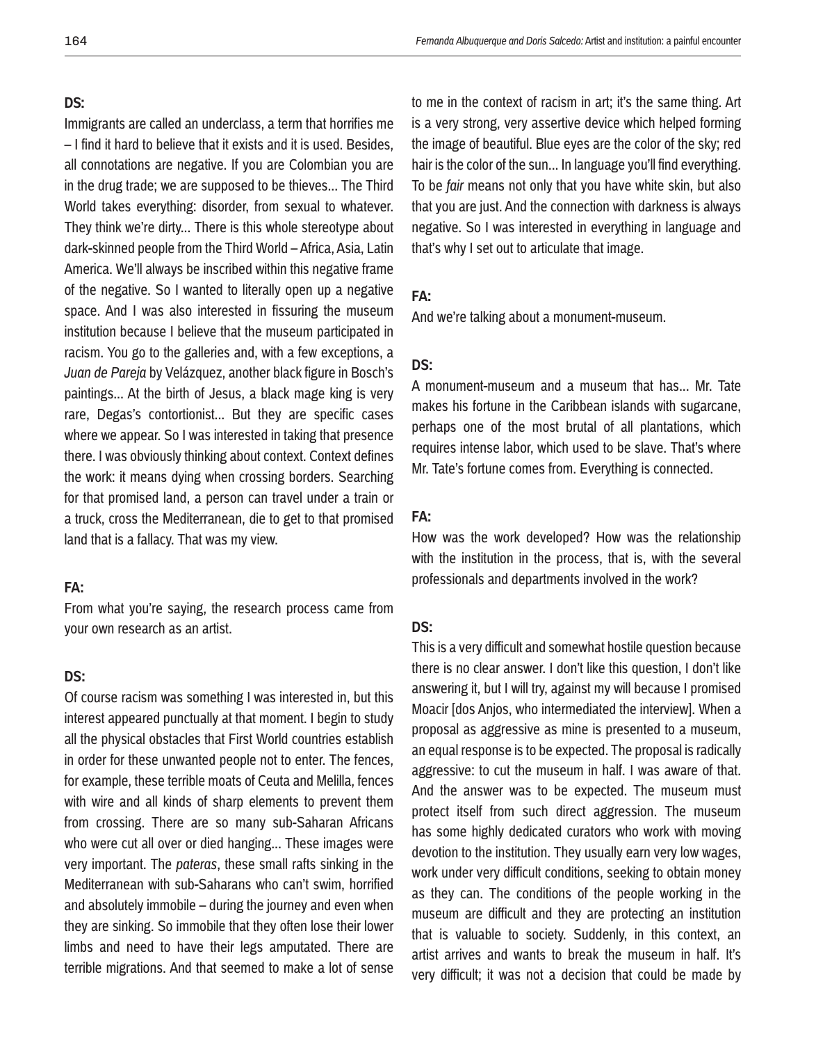**DS:**

Immigrants are called an underclass, a term that horrifies me – I find it hard to believe that it exists and it is used. Besides, all connotations are negative. If you are Colombian you are in the drug trade; we are supposed to be thieves... The Third World takes everything: disorder, from sexual to whatever. They think we're dirty... There is this whole stereotype about dark-skinned people from the Third World – Africa, Asia, Latin America. We'll always be inscribed within this negative frame of the negative. So I wanted to literally open up a negative space. And I was also interested in fissuring the museum institution because I believe that the museum participated in racism. You go to the galleries and, with a few exceptions, a *Juan de Pareja* by Velázquez, another black figure in Bosch's paintings... At the birth of Jesus, a black mage king is very rare, Degas's contortionist... But they are specific cases where we appear. So I was interested in taking that presence there. I was obviously thinking about context. Context defines the work: it means dying when crossing borders. Searching for that promised land, a person can travel under a train or a truck, cross the Mediterranean, die to get to that promised land that is a fallacy. That was my view.

**FA:**

From what you're saying, the research process came from your own research as an artist.

**DS:**

Of course racism was something I was interested in, but this interest appeared punctually at that moment. I begin to study all the physical obstacles that First World countries establish in order for these unwanted people not to enter. The fences, for example, these terrible moats of Ceuta and Melilla, fences with wire and all kinds of sharp elements to prevent them from crossing. There are so many sub-Saharan Africans who were cut all over or died hanging... These images were very important. The *pateras*, these small rafts sinking in the Mediterranean with sub-Saharans who can't swim, horrified and absolutely immobile – during the journey and even when they are sinking. So immobile that they often lose their lower limbs and need to have their legs amputated. There are terrible migrations. And that seemed to make a lot of sense to me in the context of racism in art; it's the same thing. Art is a very strong, very assertive device which helped forming the image of beautiful. Blue eyes are the color of the sky; red hair is the color of the sun... In language you'll find everything. To be *fair* means not only that you have white skin, but also that you are just. And the connection with darkness is always negative. So I was interested in everything in language and that's why I set out to articulate that image.

**FA:**

And we're talking about a monument-museum.

**DS:**

A monument-museum and a museum that has... Mr. Tate makes his fortune in the Caribbean islands with sugarcane, perhaps one of the most brutal of all plantations, which requires intense labor, which used to be slave. That's where Mr. Tate's fortune comes from. Everything is connected.

**FA:**

How was the work developed? How was the relationship with the institution in the process, that is, with the several professionals and departments involved in the work?

**DS:**

This is a very difficult and somewhat hostile question because there is no clear answer. I don't like this question, I don't like answering it, but I will try, against my will because I promised Moacir [dos Anjos, who intermediated the interview]. When a proposal as aggressive as mine is presented to a museum, an equal response is to be expected. The proposal is radically aggressive: to cut the museum in half. I was aware of that. And the answer was to be expected. The museum must protect itself from such direct aggression. The museum has some highly dedicated curators who work with moving devotion to the institution. They usually earn very low wages, work under very difficult conditions, seeking to obtain money as they can. The conditions of the people working in the museum are difficult and they are protecting an institution that is valuable to society. Suddenly, in this context, an artist arrives and wants to break the museum in half. It's very difficult; it was not a decision that could be made by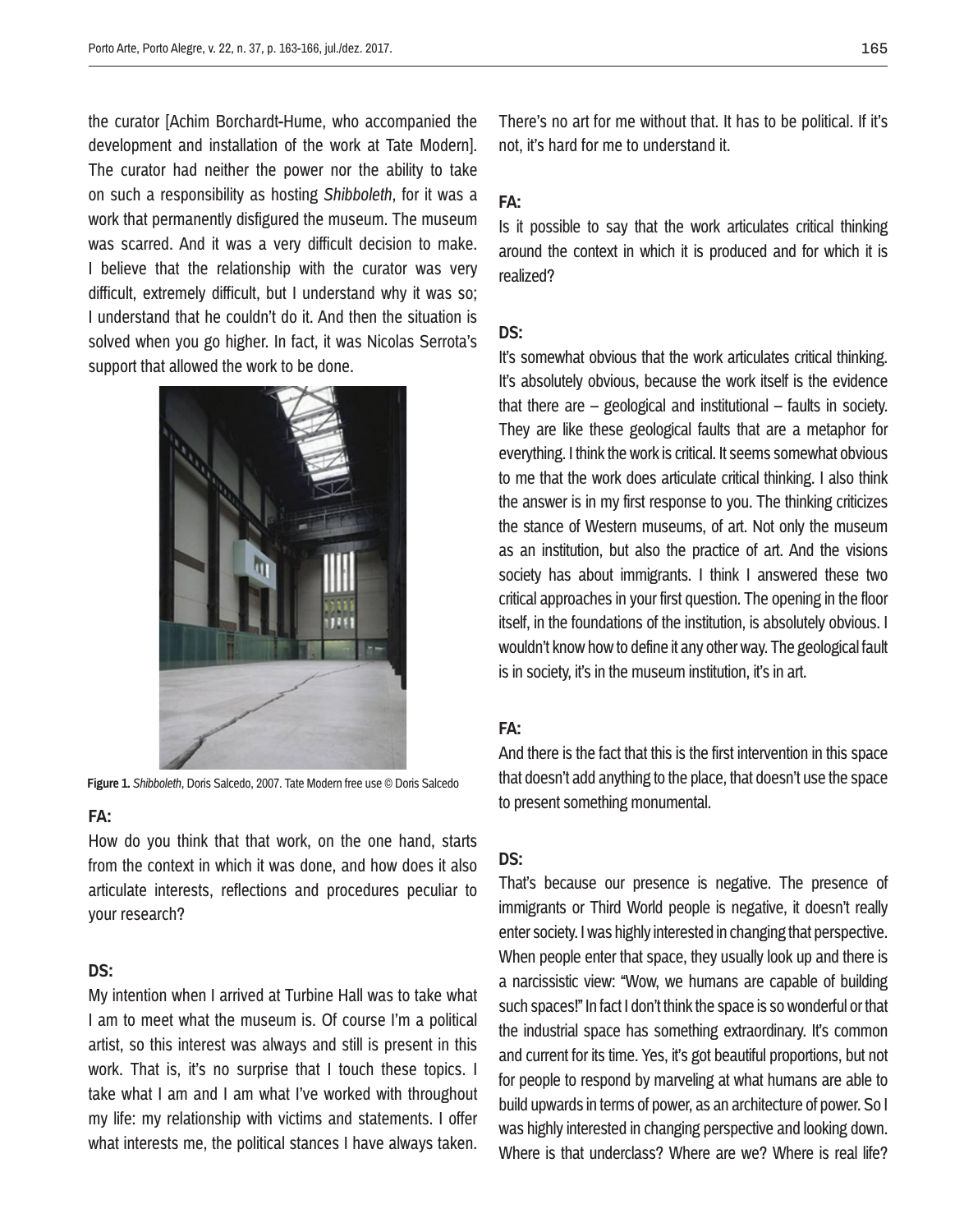the curator [Achim Borchardt-Hume, who accompanied the development and installation of the work at Tate Modern]. The curator had neither the power nor the ability to take on such a responsibility as hosting *Shibboleth*, for it was a work that permanently disfigured the museum. The museum was scarred. And it was a very difficult decision to make. I believe that the relationship with the curator was very difficult, extremely difficult, but I understand why it was so; I understand that he couldn't do it. And then the situation is solved when you go higher. In fact, it was Nicolas Serrota's support that allowed the work to be done.

**Figure 1.** *Shibboleth*, Doris Salcedo, 2007. Tate Modern free use © Doris Salcedo

**FA:**
How do you think that that work, on the one hand, starts from the context in which it was done, and how does it also articulate interests, reflections and procedures peculiar to your research?

**DS:**
My intention when I arrived at Turbine Hall was to take what I am to meet what the museum is. Of course I'm a political artist, so this interest was always and still is present in this work. That is, it's no surprise that I touch these topics. I take what I am and I am what I've worked with throughout my life: my relationship with victims and statements. I offer what interests me, the political stances I have always taken. There's no art for me without that. It has to be political. If it's not, it's hard for me to understand it.

**FA:**
Is it possible to say that the work articulates critical thinking around the context in which it is produced and for which it is realized?

**DS:**
It's somewhat obvious that the work articulates critical thinking. It's absolutely obvious, because the work itself is the evidence that there are – geological and institutional – faults in society. They are like these geological faults that are a metaphor for everything. I think the work is critical. It seems somewhat obvious to me that the work does articulate critical thinking. I also think the answer is in my first response to you. The thinking criticizes the stance of Western museums, of art. Not only the museum as an institution, but also the practice of art. And the visions society has about immigrants. I think I answered these two critical approaches in your first question. The opening in the floor itself, in the foundations of the institution, is absolutely obvious. I wouldn't know how to define it any other way. The geological fault is in society, it's in the museum institution, it's in art.

**FA:**
And there is the fact that this is the first intervention in this space that doesn't add anything to the place, that doesn't use the space to present something monumental.

**DS:**
That's because our presence is negative. The presence of immigrants or Third World people is negative, it doesn't really enter society. I was highly interested in changing that perspective. When people enter that space, they usually look up and there is a narcissistic view: "Wow, we humans are capable of building such spaces!" In fact I don't think the space is so wonderful or that the industrial space has something extraordinary. It's common and current for its time. Yes, it's got beautiful proportions, but not for people to respond by marveling at what humans are able to build upwards in terms of power, as an architecture of power. So I was highly interested in changing perspective and looking down. Where is that underclass? Where are we? Where is real life?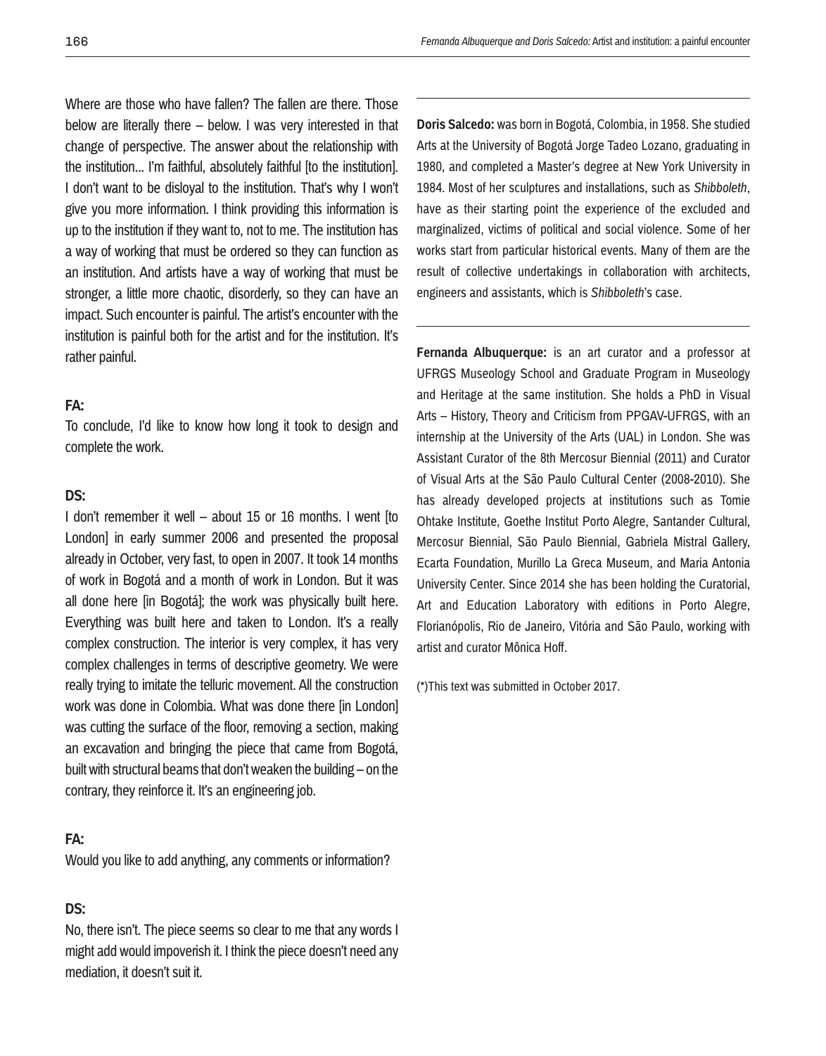Where are those who have fallen? The fallen are there. Those below are literally there – below. I was very interested in that change of perspective. The answer about the relationship with the institution... I'm faithful, absolutely faithful [to the institution]. I don't want to be disloyal to the institution. That's why I won't give you more information. I think providing this information is up to the institution if they want to, not to me. The institution has a way of working that must be ordered so they can function as an institution. And artists have a way of working that must be stronger, a little more chaotic, disorderly, so they can have an impact. Such encounter is painful. The artist's encounter with the institution is painful both for the artist and for the institution. It's rather painful.

**FA:**

To conclude, I'd like to know how long it took to design and complete the work.

**DS:**

I don't remember it well – about 15 or 16 months. I went [to London] in early summer 2006 and presented the proposal already in October, very fast, to open in 2007. It took 14 months of work in Bogotá and a month of work in London. But it was all done here [in Bogotá]; the work was physically built here. Everything was built here and taken to London. It's a really complex construction. The interior is very complex, it has very complex challenges in terms of descriptive geometry. We were really trying to imitate the telluric movement. All the construction work was done in Colombia. What was done there [in London] was cutting the surface of the floor, removing a section, making an excavation and bringing the piece that came from Bogotá, built with structural beams that don't weaken the building – on the contrary, they reinforce it. It's an engineering job.

**FA:**

Would you like to add anything, any comments or information?

**DS:**

No, there isn't. The piece seems so clear to me that any words I might add would impoverish it. I think the piece doesn't need any mediation, it doesn't suit it.

---

**Doris Salcedo:** was born in Bogotá, Colombia, in 1958. She studied Arts at the University of Bogotá Jorge Tadeo Lozano, graduating in 1980, and completed a Master's degree at New York University in 1984. Most of her sculptures and installations, such as *Shibboleth*, have as their starting point the experience of the excluded and marginalized, victims of political and social violence. Some of her works start from particular historical events. Many of them are the result of collective undertakings in collaboration with architects, engineers and assistants, which is *Shibboleth*'s case.

---

**Fernanda Albuquerque:** is an art curator and a professor at UFRGS Museology School and Graduate Program in Museology and Heritage at the same institution. She holds a PhD in Visual Arts – History, Theory and Criticism from PPGAV-UFRGS, with an internship at the University of the Arts (UAL) in London. She was Assistant Curator of the 8th Mercosur Biennial (2011) and Curator of Visual Arts at the São Paulo Cultural Center (2008-2010). She has already developed projects at institutions such as Tomie Ohtake Institute, Goethe Institut Porto Alegre, Santander Cultural, Mercosur Biennial, São Paulo Biennial, Gabriela Mistral Gallery, Ecarta Foundation, Murillo La Greca Museum, and Maria Antonia University Center. Since 2014 she has been holding the Curatorial, Art and Education Laboratory with editions in Porto Alegre, Florianópolis, Rio de Janeiro, Vitória and São Paulo, working with artist and curator Mônica Hoff.

(*)This text was submitted in October 2017.